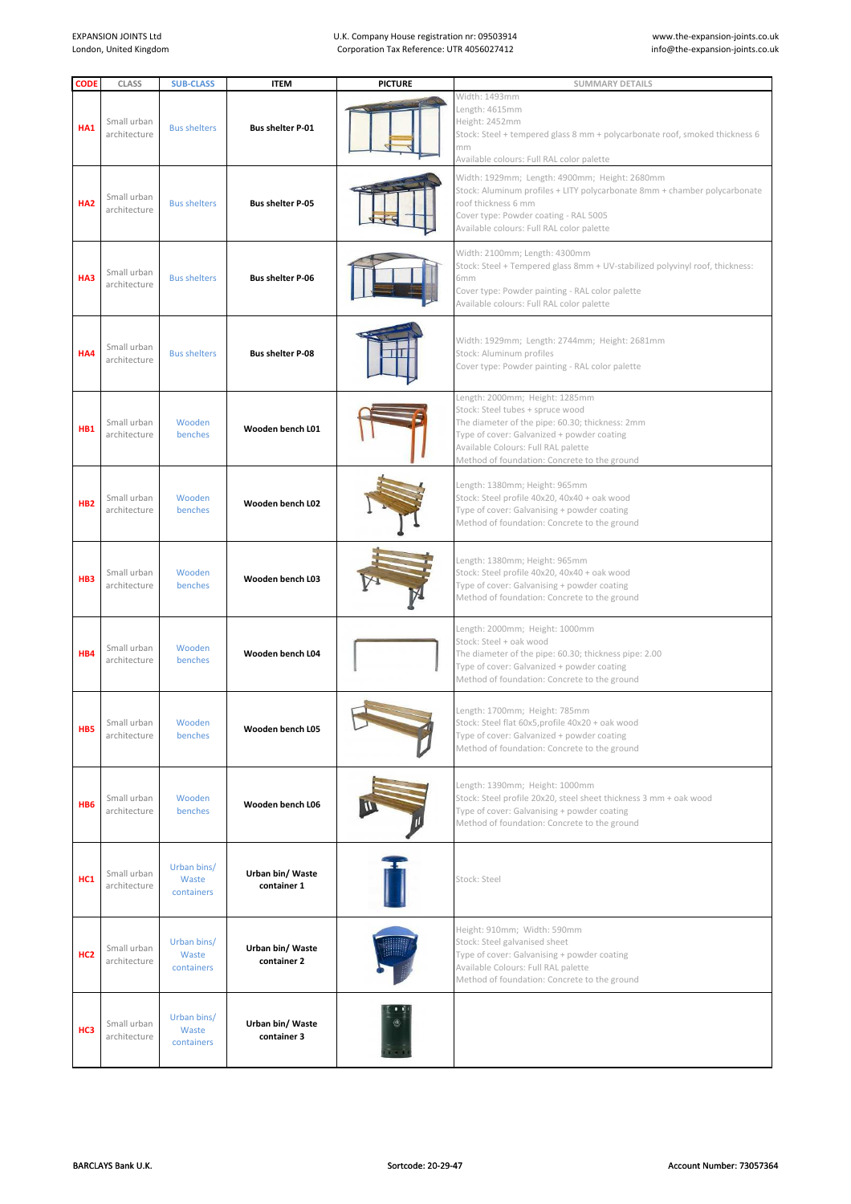EXPANSION JOINTS Ltd
London, United Kingdom

U.K. Company House registration nr: 09503914
Corporation Tax Reference: UTR 4056027412

www.the-expansion-joints.co.uk
info@the-expansion-joints.co.uk

| CODE | CLASS | SUB-CLASS | ITEM | PICTURE | SUMMARY DETAILS |
|---|---|---|---|---|---|
| HA1 | Small urban architecture | Bus shelters | Bus shelter P-01 | | Width: 1493mm<br>Length: 4615mm<br>Height: 2452mm<br>Stock: Steel + tempered glass 8 mm + polycarbonate roof, smoked thickness 6 mm<br>Available colours: Full RAL color palette |
| HA2 | Small urban architecture | Bus shelters | Bus shelter P-05 | | Width: 1929mm; Length: 4900mm; Height: 2680mm<br>Stock: Aluminum profiles + LITY polycarbonate 8mm + chamber polycarbonate roof thickness 6 mm<br>Cover type: Powder coating - RAL 5005<br>Available colours: Full RAL color palette |
| HA3 | Small urban architecture | Bus shelters | Bus shelter P-06 | | Width: 2100mm; Length: 4300mm<br>Stock: Steel + Tempered glass 8mm + UV-stabilized polyvinyl roof, thickness: 6mm<br>Cover type: Powder painting - RAL color palette<br>Available colours: Full RAL color palette |
| HA4 | Small urban architecture | Bus shelters | Bus shelter P-08 | | Width: 1929mm; Length: 2744mm; Height: 2681mm<br>Stock: Aluminum profiles<br>Cover type: Powder painting - RAL color palette |
| HB1 | Small urban architecture | Wooden benches | Wooden bench L01 | | Length: 2000mm; Height: 1285mm<br>Stock: Steel tubes + spruce wood<br>The diameter of the pipe: 60.30; thickness: 2mm<br>Type of cover: Galvanized + powder coating<br>Available Colours: Full RAL palette<br>Method of foundation: Concrete to the ground |
| HB2 | Small urban architecture | Wooden benches | Wooden bench L02 | | Length: 1380mm; Height: 965mm<br>Stock: Steel profile 40x20, 40x40 + oak wood<br>Type of cover: Galvanising + powder coating<br>Method of foundation: Concrete to the ground |
| HB3 | Small urban architecture | Wooden benches | Wooden bench L03 | | Length: 1380mm; Height: 965mm<br>Stock: Steel profile 40x20, 40x40 + oak wood<br>Type of cover: Galvanising + powder coating<br>Method of foundation: Concrete to the ground |
| HB4 | Small urban architecture | Wooden benches | Wooden bench L04 | | Length: 2000mm; Height: 1000mm<br>Stock: Steel + oak wood<br>The diameter of the pipe: 60.30; thickness pipe: 2.00<br>Type of cover: Galvanized + powder coating<br>Method of foundation: Concrete to the ground |
| HB5 | Small urban architecture | Wooden benches | Wooden bench L05 | | Length: 1700mm; Height: 785mm<br>Stock: Steel flat 60x5,profile 40x20 + oak wood<br>Type of cover: Galvanized + powder coating<br>Method of foundation: Concrete to the ground |
| HB6 | Small urban architecture | Wooden benches | Wooden bench L06 | | Length: 1390mm; Height: 1000mm<br>Stock: Steel profile 20x20, steel sheet thickness 3 mm + oak wood<br>Type of cover: Galvanising + powder coating<br>Method of foundation: Concrete to the ground |
| HC1 | Small urban architecture | Urban bins/ Waste containers | Urban bin/ Waste container 1 | | Stock: Steel |
| HC2 | Small urban architecture | Urban bins/ Waste containers | Urban bin/ Waste container 2 | | Height: 910mm; Width: 590mm<br>Stock: Steel galvanised sheet<br>Type of cover: Galvanising + powder coating<br>Available Colours: Full RAL palette<br>Method of foundation: Concrete to the ground |
| HC3 | Small urban architecture | Urban bins/ Waste containers | Urban bin/ Waste container 3 | | |

BARCLAYS Bank U.K. Sortcode: 20-29-47 Account Number: 73057364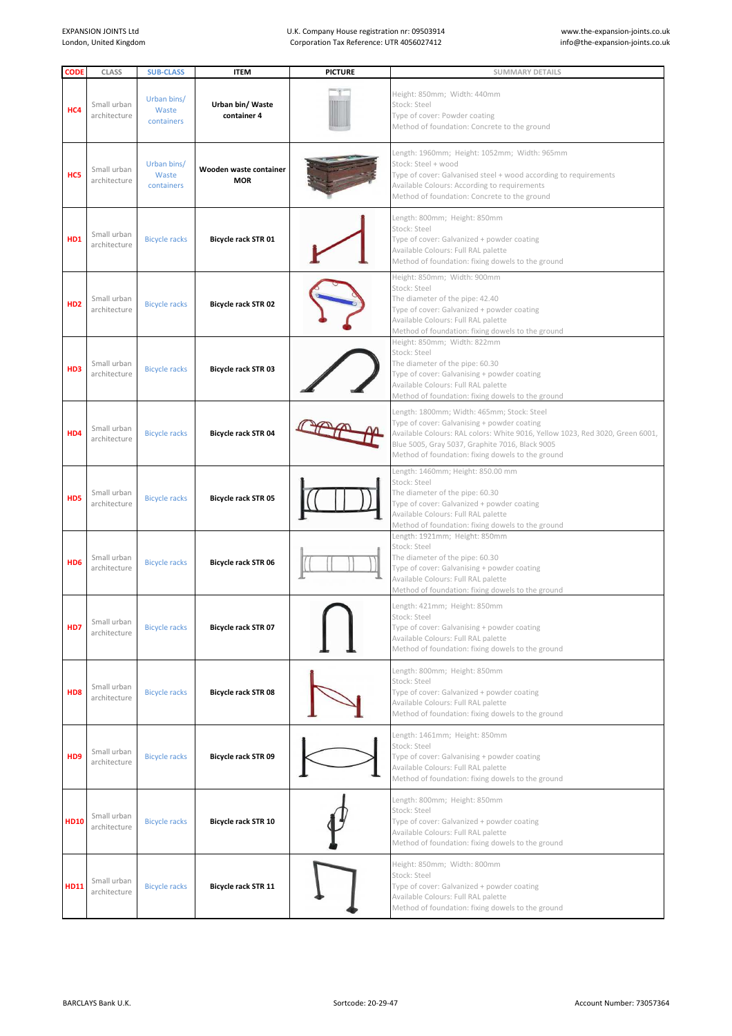| CODE | CLASS | SUB-CLASS | ITEM | PICTURE | SUMMARY DETAILS |
|---|---|---|---|---|---|
| HC4 | Small urban architecture | Urban bins/ Waste containers | Urban bin/ Waste container 4 | | Height: 850mm; Width: 440mm<br>Stock: Steel<br>Type of cover: Powder coating<br>Method of foundation: Concrete to the ground |
| HC5 | Small urban architecture | Urban bins/ Waste containers | Wooden waste container MOR | | Length: 1960mm; Height: 1052mm; Width: 965mm<br>Stock: Steel + wood<br>Type of cover: Galvanised steel + wood according to requirements<br>Available Colours: According to requirements<br>Method of foundation: Concrete to the ground |
| HD1 | Small urban architecture | Bicycle racks | Bicycle rack STR 01 | | Length: 800mm; Height: 850mm<br>Stock: Steel<br>Type of cover: Galvanized + powder coating<br>Available Colours: Full RAL palette<br>Method of foundation: fixing dowels to the ground |
| HD2 | Small urban architecture | Bicycle racks | Bicycle rack STR 02 | | Height: 850mm; Width: 900mm<br>Stock: Steel<br>The diameter of the pipe: 42.40<br>Type of cover: Galvanized + powder coating<br>Available Colours: Full RAL palette<br>Method of foundation: fixing dowels to the ground |
| HD3 | Small urban architecture | Bicycle racks | Bicycle rack STR 03 | | Height: 850mm; Width: 822mm<br>Stock: Steel<br>The diameter of the pipe: 60.30<br>Type of cover: Galvanising + powder coating<br>Available Colours: Full RAL palette<br>Method of foundation: fixing dowels to the ground |
| HD4 | Small urban architecture | Bicycle racks | Bicycle rack STR 04 | | Length: 1800mm; Width: 465mm; Stock: Steel<br>Type of cover: Galvanising + powder coating<br>Available Colours: RAL colors: White 9016, Yellow 1023, Red 3020, Green 6001, Blue 5005, Gray 5037, Graphite 7016, Black 9005<br>Method of foundation: fixing dowels to the ground |
| HD5 | Small urban architecture | Bicycle racks | Bicycle rack STR 05 | | Length: 1460mm; Height: 850.00 mm<br>Stock: Steel<br>The diameter of the pipe: 60.30<br>Type of cover: Galvanized + powder coating<br>Available Colours: Full RAL palette<br>Method of foundation: fixing dowels to the ground |
| HD6 | Small urban architecture | Bicycle racks | Bicycle rack STR 06 | | Length: 1921mm; Height: 850mm<br>Stock: Steel<br>The diameter of the pipe: 60.30<br>Type of cover: Galvanising + powder coating<br>Available Colours: Full RAL palette<br>Method of foundation: fixing dowels to the ground |
| HD7 | Small urban architecture | Bicycle racks | Bicycle rack STR 07 | | Length: 421mm; Height: 850mm<br>Stock: Steel<br>Type of cover: Galvanising + powder coating<br>Available Colours: Full RAL palette<br>Method of foundation: fixing dowels to the ground |
| HD8 | Small urban architecture | Bicycle racks | Bicycle rack STR 08 | | Length: 800mm; Height: 850mm<br>Stock: Steel<br>Type of cover: Galvanized + powder coating<br>Available Colours: Full RAL palette<br>Method of foundation: fixing dowels to the ground |
| HD9 | Small urban architecture | Bicycle racks | Bicycle rack STR 09 | | Length: 1461mm; Height: 850mm<br>Stock: Steel<br>Type of cover: Galvanising + powder coating<br>Available Colours: Full RAL palette<br>Method of foundation: fixing dowels to the ground |
| HD10 | Small urban architecture | Bicycle racks | Bicycle rack STR 10 | | Length: 800mm; Height: 850mm<br>Stock: Steel<br>Type of cover: Galvanized + powder coating<br>Available Colours: Full RAL palette<br>Method of foundation: fixing dowels to the ground |
| HD11 | Small urban architecture | Bicycle racks | Bicycle rack STR 11 | | Height: 850mm; Width: 800mm<br>Stock: Steel<br>Type of cover: Galvanized + powder coating<br>Available Colours: Full RAL palette<br>Method of foundation: fixing dowels to the ground |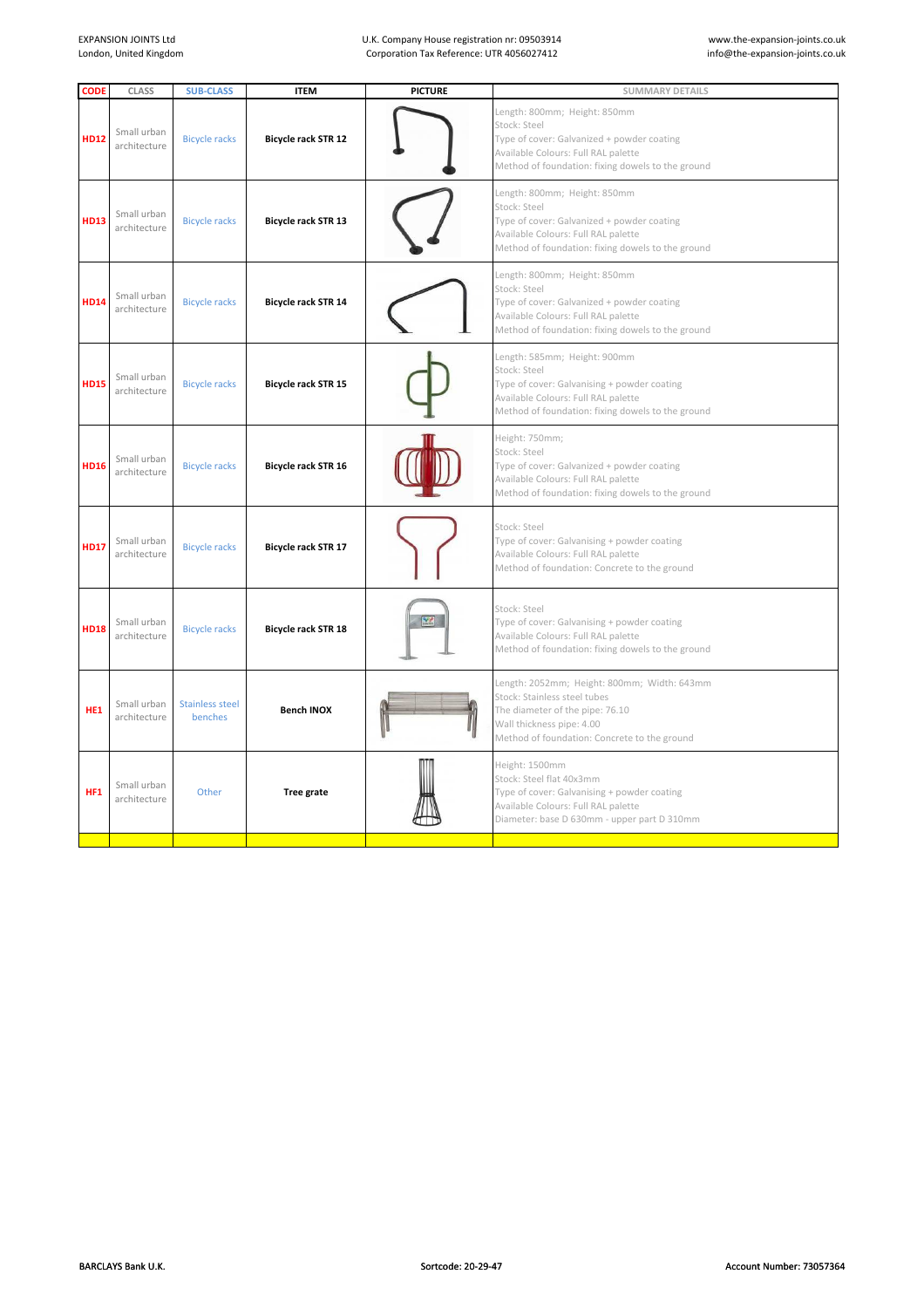| CODE | CLASS | SUB-CLASS | ITEM | PICTURE | SUMMARY DETAILS |
|---|---|---|---|---|---|
| HD12 | Small urban architecture | Bicycle racks | **Bicycle rack STR 12** | | Length: 800mm; Height: 850mm<br>Stock: Steel<br>Type of cover: Galvanized + powder coating<br>Available Colours: Full RAL palette<br>Method of foundation: fixing dowels to the ground |
| HD13 | Small urban architecture | Bicycle racks | **Bicycle rack STR 13** | | Length: 800mm; Height: 850mm<br>Stock: Steel<br>Type of cover: Galvanized + powder coating<br>Available Colours: Full RAL palette<br>Method of foundation: fixing dowels to the ground |
| HD14 | Small urban architecture | Bicycle racks | **Bicycle rack STR 14** | | Length: 800mm; Height: 850mm<br>Stock: Steel<br>Type of cover: Galvanized + powder coating<br>Available Colours: Full RAL palette<br>Method of foundation: fixing dowels to the ground |
| HD15 | Small urban architecture | Bicycle racks | **Bicycle rack STR 15** | | Length: 585mm; Height: 900mm<br>Stock: Steel<br>Type of cover: Galvanising + powder coating<br>Available Colours: Full RAL palette<br>Method of foundation: fixing dowels to the ground |
| HD16 | Small urban architecture | Bicycle racks | **Bicycle rack STR 16** | | Height: 750mm;<br>Stock: Steel<br>Type of cover: Galvanized + powder coating<br>Available Colours: Full RAL palette<br>Method of foundation: fixing dowels to the ground |
| HD17 | Small urban architecture | Bicycle racks | **Bicycle rack STR 17** | | Stock: Steel<br>Type of cover: Galvanising + powder coating<br>Available Colours: Full RAL palette<br>Method of foundation: Concrete to the ground |
| HD18 | Small urban architecture | Bicycle racks | **Bicycle rack STR 18** | | Stock: Steel<br>Type of cover: Galvanising + powder coating<br>Available Colours: Full RAL palette<br>Method of foundation: fixing dowels to the ground |
| HE1 | Small urban architecture | Stainless steel benches | **Bench INOX** | | Length: 2052mm; Height: 800mm; Width: 643mm<br>Stock: Stainless steel tubes<br>The diameter of the pipe: 76.10<br>Wall thickness pipe: 4.00<br>Method of foundation: Concrete to the ground |
| HF1 | Small urban architecture | Other | **Tree grate** | | Height: 1500mm<br>Stock: Steel flat 40x3mm<br>Type of cover: Galvanising + powder coating<br>Available Colours: Full RAL palette<br>Diameter: base D 630mm - upper part D 310mm |
| | | | | | |

BARCLAYS Bank U.K. Sortcode: 20-29-47 Account Number: 73057364